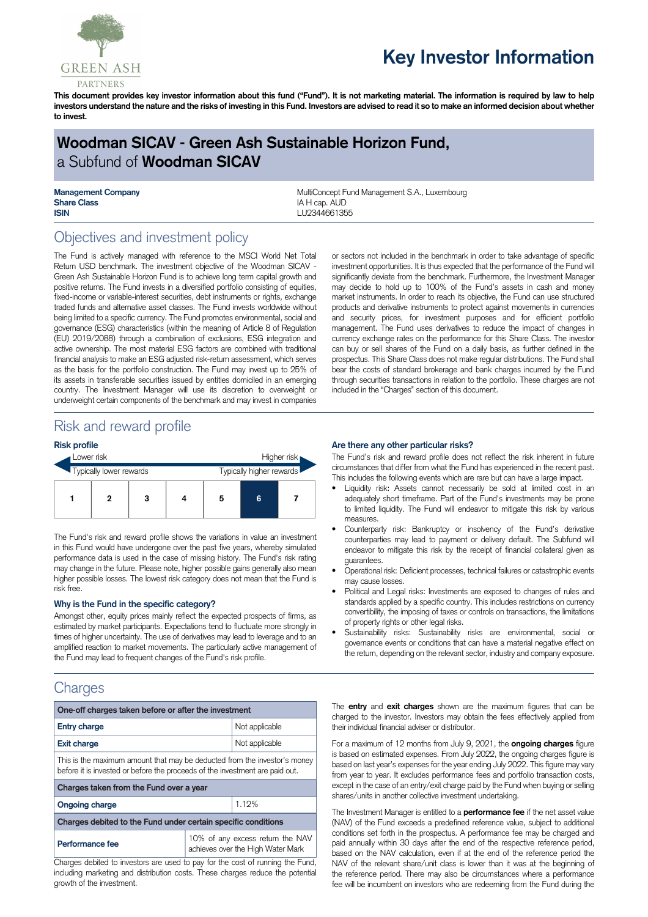# Key Investor Information

**This document provides key investor information about this fund ("Fund"). It is not marketing material. The information is required by law to help investors understand the nature and the risks of investing in this Fund. Investors are advised to read it so to make an informed decision about whether to invest.**

## Woodman SICAV - Green Ash Sustainable Horizon Fund, a Subfund of Woodman SICAV

| | |
|---|---|
| **Management Company** | MultiConcept Fund Management S.A., Luxembourg |
| **Share Class** | IA H cap. AUD |
| **ISIN** | LU2344661355 |

## Objectives and investment policy

The Fund is actively managed with reference to the MSCI World Net Total Return USD benchmark. The investment objective of the Woodman SICAV - Green Ash Sustainable Horizon Fund is to achieve long term capital growth and positive returns. The Fund invests in a diversified portfolio consisting of equities, fixed-income or variable-interest securities, debt instruments or rights, exchange traded funds and alternative asset classes. The Fund invests worldwide without being limited to a specific currency. The Fund promotes environmental, social and governance (ESG) characteristics (within the meaning of Article 8 of Regulation (EU) 2019/2088) through a combination of exclusions, ESG integration and active ownership. The most material ESG factors are combined with traditional financial analysis to make an ESG adjusted risk-return assessment, which serves as the basis for the portfolio construction. The Fund may invest up to 25% of its assets in transferable securities issued by entities domiciled in an emerging country. The Investment Manager will use its discretion to overweight or underweight certain components of the benchmark and may invest in companies or sectors not included in the benchmark in order to take advantage of specific investment opportunities. It is thus expected that the performance of the Fund will significantly deviate from the benchmark. Furthermore, the Investment Manager may decide to hold up to 100% of the Fund's assets in cash and money market instruments. In order to reach its objective, the Fund can use structured products and derivative instruments to protect against movements in currencies and security prices, for investment purposes and for efficient portfolio management. The Fund uses derivatives to reduce the impact of changes in currency exchange rates on the performance for this Share Class. The investor can buy or sell shares of the Fund on a daily basis, as further defined in the prospectus. This Share Class does not make regular distributions. The Fund shall bear the costs of standard brokerage and bank charges incurred by the Fund through securities transactions in relation to the portfolio. These charges are not included in the "Charges" section of this document.

## Risk and reward profile

### Risk profile

Lower risk — Higher risk

Typically lower rewards — Typically higher rewards

| 1 | 2 | 3 | 4 | 5 | **6** | 7 |
|---|---|---|---|---|---|---|

The Fund's risk and reward profile shows the variations in value an investment in this Fund would have undergone over the past five years, whereby simulated performance data is used in the case of missing history. The Fund's risk rating may change in the future. Please note, higher possible gains generally also mean higher possible losses. The lowest risk category does not mean that the Fund is risk free.

### Why is the Fund in the specific category?

Amongst other, equity prices mainly reflect the expected prospects of firms, as estimated by market participants. Expectations tend to fluctuate more strongly in times of higher uncertainty. The use of derivatives may lead to leverage and to an amplified reaction to market movements. The particularly active management of the Fund may lead to frequent changes of the Fund's risk profile.

### Are there any other particular risks?

The Fund's risk and reward profile does not reflect the risk inherent in future circumstances that differ from what the Fund has experienced in the recent past. This includes the following events which are rare but can have a large impact.

- Liquidity risk: Assets cannot necessarily be sold at limited cost in an adequately short timeframe. Part of the Fund's investments may be prone to limited liquidity. The Fund will endeavor to mitigate this risk by various measures.
- Counterparty risk: Bankruptcy or insolvency of the Fund's derivative counterparties may lead to payment or delivery default. The Subfund will endeavor to mitigate this risk by the receipt of financial collateral given as guarantees.
- Operational risk: Deficient processes, technical failures or catastrophic events may cause losses.
- Political and Legal risks: Investments are exposed to changes of rules and standards applied by a specific country. This includes restrictions on currency convertibility, the imposing of taxes or controls on transactions, the limitations of property rights or other legal risks.
- Sustainability risks: Sustainability risks are environmental, social or governance events or conditions that can have a material negative effect on the return, depending on the relevant sector, industry and company exposure.

## Charges

| One-off charges taken before or after the investment | |
|---|---|
| **Entry charge** | Not applicable |
| **Exit charge** | Not applicable |
| This is the maximum amount that may be deducted from the investor's money before it is invested or before the proceeds of the investment are paid out. | |
| **Charges taken from the Fund over a year** | |
| **Ongoing charge** | 1.12% |
| **Charges debited to the Fund under certain specific conditions** | |
| **Performance fee** | 10% of any excess return the NAV achieves over the High Water Mark |

Charges debited to investors are used to pay for the cost of running the Fund, including marketing and distribution costs. These charges reduce the potential growth of the investment.

The **entry** and **exit charges** shown are the maximum figures that can be charged to the investor. Investors may obtain the fees effectively applied from their individual financial adviser or distributor.

For a maximum of 12 months from July 9, 2021, the **ongoing charges** figure is based on estimated expenses. From July 2022, the ongoing charges figure is based on last year's expenses for the year ending July 2022. This figure may vary from year to year. It excludes performance fees and portfolio transaction costs, except in the case of an entry/exit charge paid by the Fund when buying or selling shares/units in another collective investment undertaking.

The Investment Manager is entitled to a **performance fee** if the net asset value (NAV) of the Fund exceeds a predefined reference value, subject to additional conditions set forth in the prospectus. A performance fee may be charged and paid annually within 30 days after the end of the respective reference period, based on the NAV calculation, even if at the end of the reference period the NAV of the relevant share/unit class is lower than it was at the beginning of the reference period. There may also be circumstances where a performance fee will be incumbent on investors who are redeeming from the Fund during the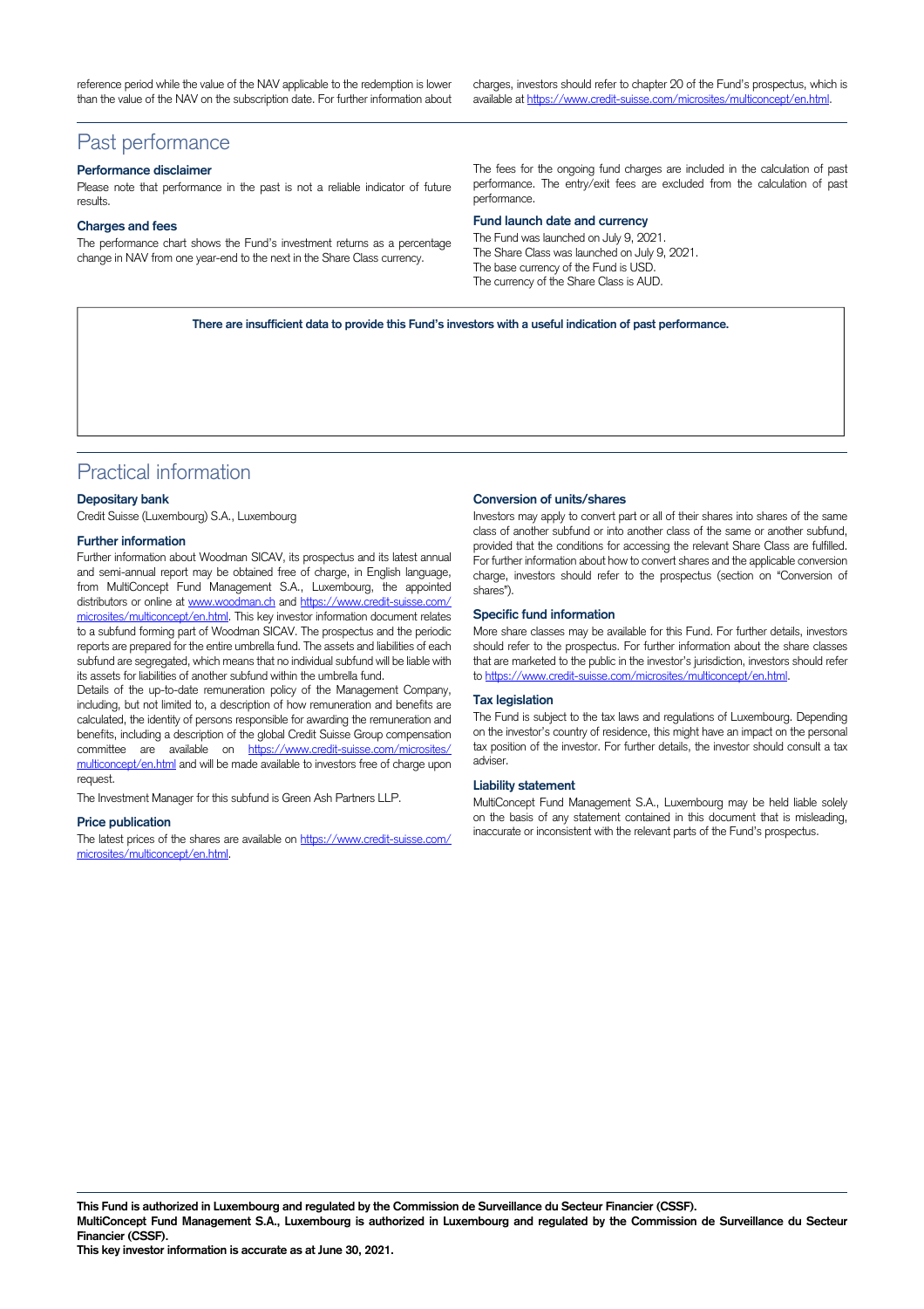reference period while the value of the NAV applicable to the redemption is lower than the value of the NAV on the subscription date. For further information about charges, investors should refer to chapter 20 of the Fund's prospectus, which is available at https://www.credit-suisse.com/microsites/multiconcept/en.html.

## Past performance

### Performance disclaimer

Please note that performance in the past is not a reliable indicator of future results.

### Charges and fees

The performance chart shows the Fund's investment returns as a percentage change in NAV from one year-end to the next in the Share Class currency.

The fees for the ongoing fund charges are included in the calculation of past performance. The entry/exit fees are excluded from the calculation of past performance.

### Fund launch date and currency

The Fund was launched on July 9, 2021.
The Share Class was launched on July 9, 2021.
The base currency of the Fund is USD.
The currency of the Share Class is AUD.

**There are insufficient data to provide this Fund's investors with a useful indication of past performance.**

## Practical information

### Depositary bank

Credit Suisse (Luxembourg) S.A., Luxembourg

### Further information

Further information about Woodman SICAV, its prospectus and its latest annual and semi-annual report may be obtained free of charge, in English language, from MultiConcept Fund Management S.A., Luxembourg, the appointed distributors or online at www.woodman.ch and https://www.credit-suisse.com/microsites/multiconcept/en.html. This key investor information document relates to a subfund forming part of Woodman SICAV. The prospectus and the periodic reports are prepared for the entire umbrella fund. The assets and liabilities of each subfund are segregated, which means that no individual subfund will be liable with its assets for liabilities of another subfund within the umbrella fund.
Details of the up-to-date remuneration policy of the Management Company, including, but not limited to, a description of how remuneration and benefits are calculated, the identity of persons responsible for awarding the remuneration and benefits, including a description of the global Credit Suisse Group compensation committee are available on https://www.credit-suisse.com/microsites/multiconcept/en.html and will be made available to investors free of charge upon request.

The Investment Manager for this subfund is Green Ash Partners LLP.

### Price publication

The latest prices of the shares are available on https://www.credit-suisse.com/microsites/multiconcept/en.html.

### Conversion of units/shares

Investors may apply to convert part or all of their shares into shares of the same class of another subfund or into another class of the same or another subfund, provided that the conditions for accessing the relevant Share Class are fulfilled. For further information about how to convert shares and the applicable conversion charge, investors should refer to the prospectus (section on "Conversion of shares").

### Specific fund information

More share classes may be available for this Fund. For further details, investors should refer to the prospectus. For further information about the share classes that are marketed to the public in the investor's jurisdiction, investors should refer to https://www.credit-suisse.com/microsites/multiconcept/en.html.

### Tax legislation

The Fund is subject to the tax laws and regulations of Luxembourg. Depending on the investor's country of residence, this might have an impact on the personal tax position of the investor. For further details, the investor should consult a tax adviser.

### Liability statement

MultiConcept Fund Management S.A., Luxembourg may be held liable solely on the basis of any statement contained in this document that is misleading, inaccurate or inconsistent with the relevant parts of the Fund's prospectus.

**This Fund is authorized in Luxembourg and regulated by the Commission de Surveillance du Secteur Financier (CSSF).**
**MultiConcept Fund Management S.A., Luxembourg is authorized in Luxembourg and regulated by the Commission de Surveillance du Secteur Financier (CSSF).**
**This key investor information is accurate as at June 30, 2021.**